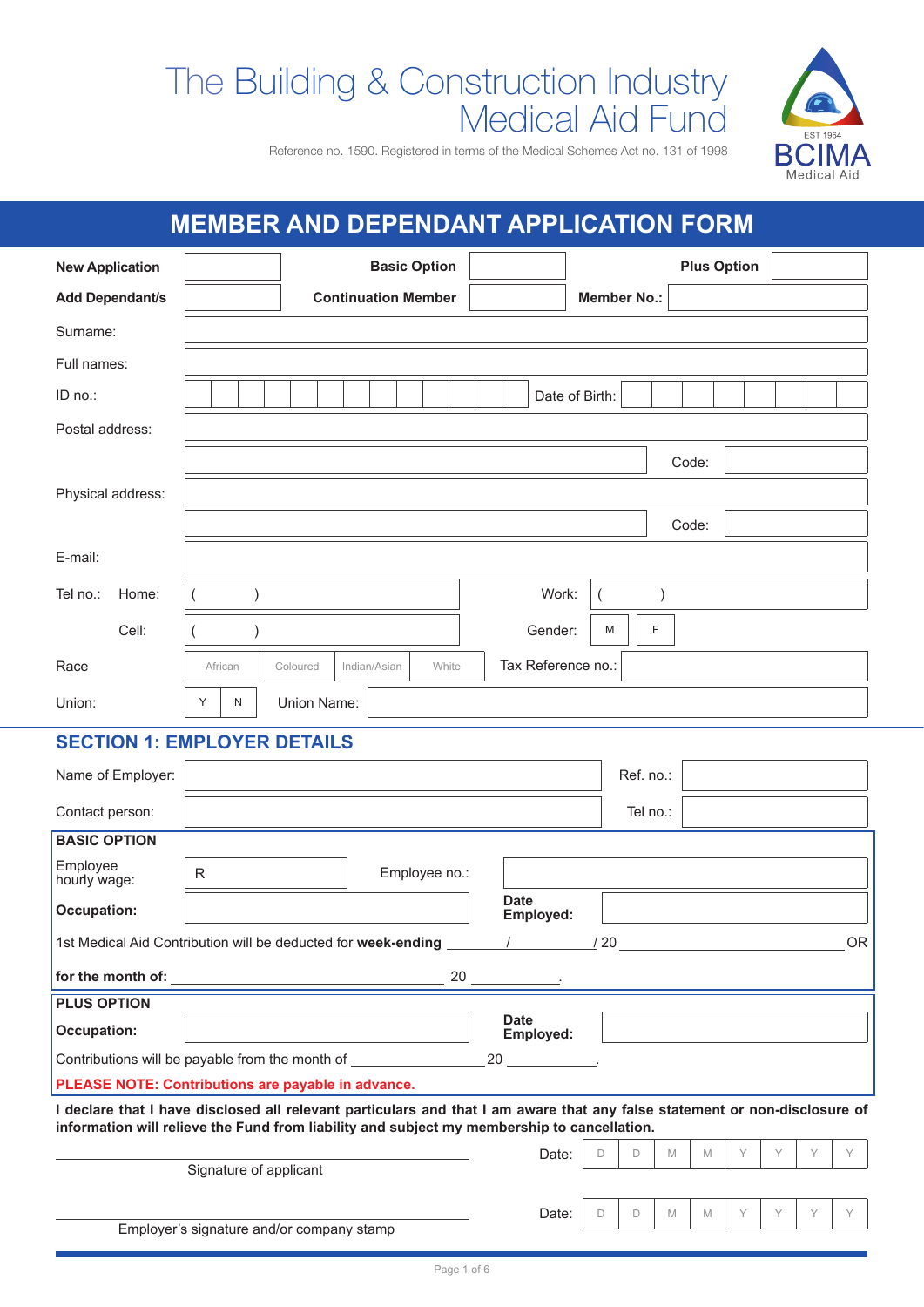# The Building & Construction Industry Medical Aid Fund

Reference no. 1590. Registered in terms of the Medical Schemes Act no. 131 of 1998

EST 1964 BCIMA Medical Aid

## MEMBER AND DEPENDANT APPLICATION FORM

| | | | | | |
|---|---|---|---|---|---|
| **New Application** | | **Basic Option** | | **Plus Option** | |
| **Add Dependant/s** | | **Continuation Member** | | **Member No.:** | |

Surname:

Full names:

ID no.: Date of Birth:

Postal address: Code:

Physical address: Code:

E-mail:

Tel no.: Home: ( ) Work: ( )

Cell: ( ) Gender: M F

Race: African / Coloured / Indian/Asian / White Tax Reference no.:

Union: Y N Union Name:

## SECTION 1: EMPLOYER DETAILS

Name of Employer: Ref. no.:

Contact person: Tel no.:

### BASIC OPTION

Employee hourly wage: R Employee no.:

**Occupation:** **Date Employed:**

1st Medical Aid Contribution will be deducted for **week-ending** _______ / _______ / 20 ____________ OR

**for the month of:** ____________________ 20 ________.

### PLUS OPTION

**Occupation:** **Date Employed:**

Contributions will be payable from the month of ____________ 20 ________.

**PLEASE NOTE: Contributions are payable in advance.**

**I declare that I have disclosed all relevant particulars and that I am aware that any false statement or non-disclosure of information will relieve the Fund from liability and subject my membership to cancellation.**

________________________________ Date: D D M M Y Y Y Y

Signature of applicant

________________________________ Date: D D M M Y Y Y Y

Employer's signature and/or company stamp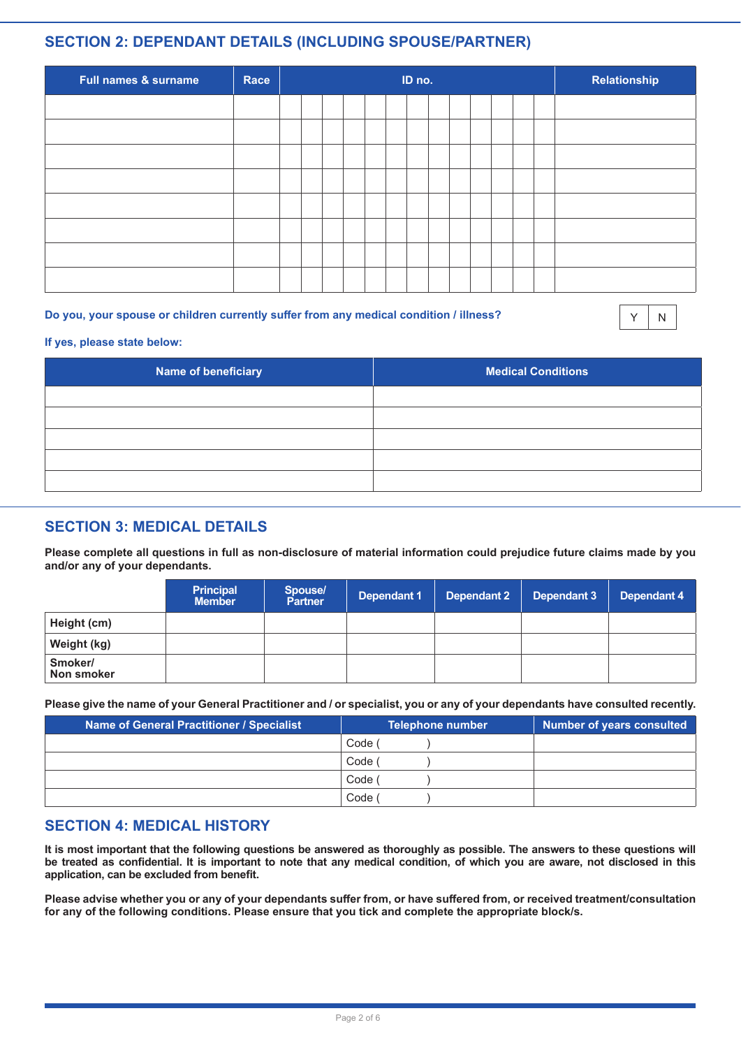## SECTION 2: DEPENDANT DETAILS (INCLUDING SPOUSE/PARTNER)

| Full names & surname | Race | ID no. | | | | | | | | | | | | | Relationship |
|---|---|---|---|---|---|---|---|---|---|---|---|---|---|---|---|
| | | | | | | | | | | | | | | | |
| | | | | | | | | | | | | | | | |
| | | | | | | | | | | | | | | | |
| | | | | | | | | | | | | | | | |
| | | | | | | | | | | | | | | | |
| | | | | | | | | | | | | | | | |
| | | | | | | | | | | | | | | | |
| | | | | | | | | | | | | | | | |

**Do you, your spouse or children currently suffer from any medical condition / illness?** Y | N

**If yes, please state below:**

| Name of beneficiary | Medical Conditions |
|---|---|
| | |
| | |
| | |
| | |
| | |

## SECTION 3: MEDICAL DETAILS

**Please complete all questions in full as non-disclosure of material information could prejudice future claims made by you and/or any of your dependants.**

| | Principal Member | Spouse/ Partner | Dependant 1 | Dependant 2 | Dependant 3 | Dependant 4 |
|---|---|---|---|---|---|---|
| **Height (cm)** | | | | | | |
| **Weight (kg)** | | | | | | |
| **Smoker/ Non smoker** | | | | | | |

**Please give the name of your General Practitioner and / or specialist, you or any of your dependants have consulted recently.**

| Name of General Practitioner / Specialist | Telephone number | Number of years consulted |
|---|---|---|
| | Code ( ) | |
| | Code ( ) | |
| | Code ( ) | |
| | Code ( ) | |

## SECTION 4: MEDICAL HISTORY

**It is most important that the following questions be answered as thoroughly as possible. The answers to these questions will be treated as confidential. It is important to note that any medical condition, of which you are aware, not disclosed in this application, can be excluded from benefit.**

**Please advise whether you or any of your dependants suffer from, or have suffered from, or received treatment/consultation for any of the following conditions. Please ensure that you tick and complete the appropriate block/s.**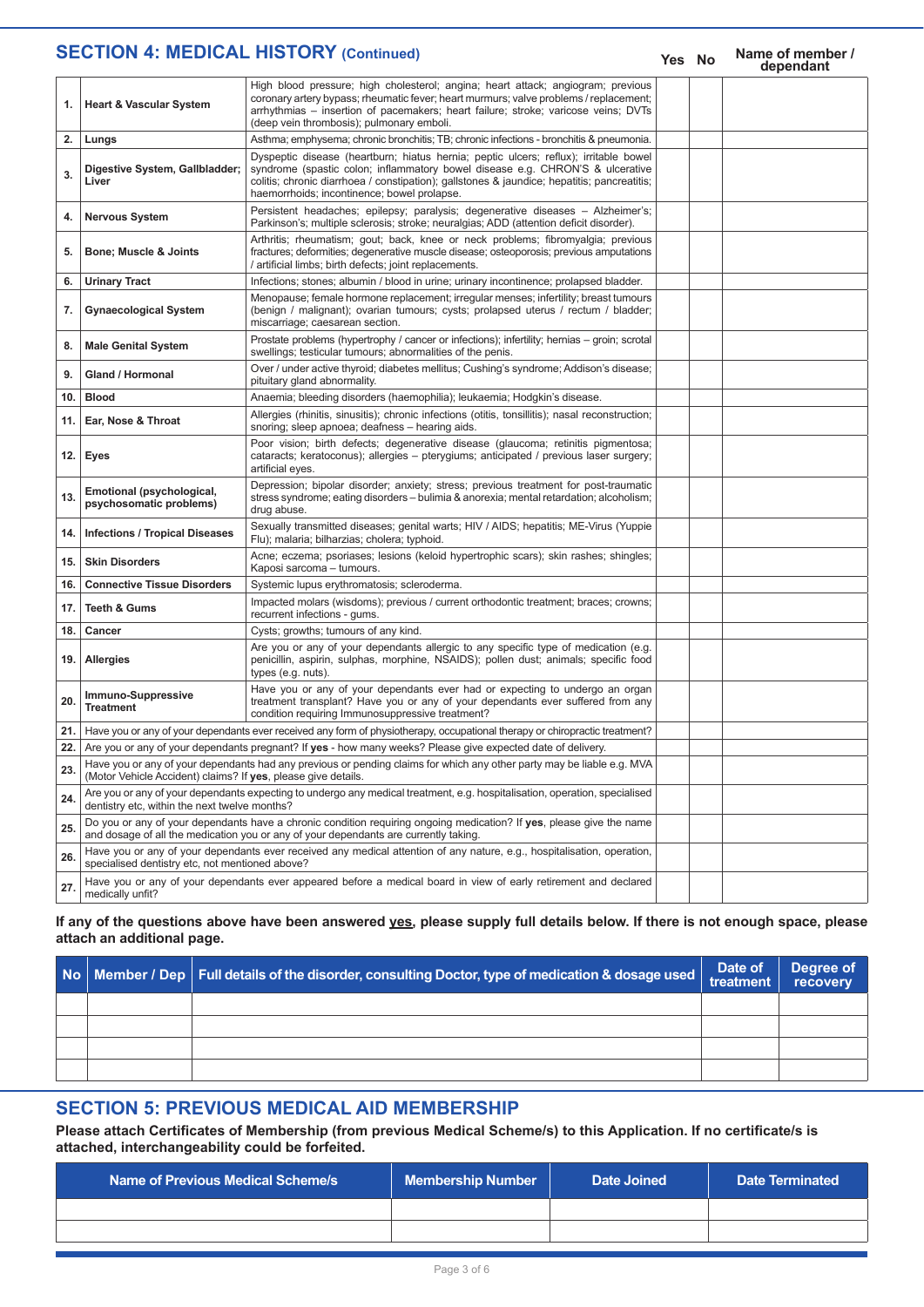## SECTION 4: MEDICAL HISTORY (Continued)

| | | | Yes | No | Name of member / dependant |
|---|---|---|---|---|---|
| 1. | Heart & Vascular System | High blood pressure; high cholesterol; angina; heart attack; angiogram; previous coronary artery bypass; rheumatic fever; heart murmurs; valve problems / replacement; arrhythmias – insertion of pacemakers; heart failure; stroke; varicose veins; DVTs (deep vein thrombosis); pulmonary emboli. | | | |
| 2. | Lungs | Asthma; emphysema; chronic bronchitis; TB; chronic infections - bronchitis & pneumonia. | | | |
| 3. | Digestive System, Gallbladder; Liver | Dyspeptic disease (heartburn; hiatus hernia; peptic ulcers; reflux); irritable bowel syndrome (spastic colon; inflammatory bowel disease e.g. CHRON'S & ulcerative colitis; chronic diarrhoea / constipation); gallstones & jaundice; hepatitis; pancreatitis; haemorrhoids; incontinence; bowel prolapse. | | | |
| 4. | Nervous System | Persistent headaches; epilepsy; paralysis; degenerative diseases – Alzheimer's; Parkinson's; multiple sclerosis; stroke; neuralgias; ADD (attention deficit disorder). | | | |
| 5. | Bone; Muscle & Joints | Arthritis; rheumatism; gout; back, knee or neck problems; fibromyalgia; previous fractures; deformities; degenerative muscle disease; osteoporosis; previous amputations / artificial limbs; birth defects; joint replacements. | | | |
| 6. | Urinary Tract | Infections; stones; albumin / blood in urine; urinary incontinence; prolapsed bladder. | | | |
| 7. | Gynaecological System | Menopause; female hormone replacement; irregular menses; infertility; breast tumours (benign / malignant); ovarian tumours; cysts; prolapsed uterus / rectum / bladder; miscarriage; caesarean section. | | | |
| 8. | Male Genital System | Prostate problems (hypertrophy / cancer or infections); infertility; hernias – groin; scrotal swellings; testicular tumours; abnormalities of the penis. | | | |
| 9. | Gland / Hormonal | Over / under active thyroid; diabetes mellitus; Cushing's syndrome; Addison's disease; pituitary gland abnormality. | | | |
| 10. | Blood | Anaemia; bleeding disorders (haemophilia); leukaemia; Hodgkin's disease. | | | |
| 11. | Ear, Nose & Throat | Allergies (rhinitis, sinusitis); chronic infections (otitis, tonsillitis); nasal reconstruction; snoring; sleep apnoea; deafness – hearing aids. | | | |
| 12. | Eyes | Poor vision; birth defects; degenerative disease (glaucoma; retinitis pigmentosa; cataracts; keratoconus); allergies – pterygiums; anticipated / previous laser surgery; artificial eyes. | | | |
| 13. | Emotional (psychological, psychosomatic problems) | Depression; bipolar disorder; anxiety; stress; previous treatment for post-traumatic stress syndrome; eating disorders – bulimia & anorexia; mental retardation; alcoholism; drug abuse. | | | |
| 14. | Infections / Tropical Diseases | Sexually transmitted diseases; genital warts; HIV / AIDS; hepatitis; ME-Virus (Yuppie Flu); malaria; bilharzias; cholera; typhoid. | | | |
| 15. | Skin Disorders | Acne; eczema; psoriases; lesions (keloid hypertrophic scars); skin rashes; shingles; Kaposi sarcoma – tumours. | | | |
| 16. | Connective Tissue Disorders | Systemic lupus erythromatosis; scleroderma. | | | |
| 17. | Teeth & Gums | Impacted molars (wisdoms); previous / current orthodontic treatment; braces; crowns; recurrent infections - gums. | | | |
| 18. | Cancer | Cysts; growths; tumours of any kind. | | | |
| 19. | Allergies | Are you or any of your dependants allergic to any specific type of medication (e.g. penicillin, aspirin, sulphas, morphine, NSAIDS); pollen dust; animals; specific food types (e.g. nuts). | | | |
| 20. | Immuno-Suppressive Treatment | Have you or any of your dependants ever had or expecting to undergo an organ treatment transplant? Have you or any of your dependants ever suffered from any condition requiring Immunosuppressive treatment? | | | |
| 21. | Have you or any of your dependants ever received any form of physiotherapy, occupational therapy or chiropractic treatment? | | | | |
| 22. | Are you or any of your dependants pregnant? If **yes** - how many weeks? Please give expected date of delivery. | | | | |
| 23. | Have you or any of your dependants had any previous or pending claims for which any other party may be liable e.g. MVA (Motor Vehicle Accident) claims? If **yes**, please give details. | | | | |
| 24. | Are you or any of your dependants expecting to undergo any medical treatment, e.g. hospitalisation, operation, specialised dentistry etc, within the next twelve months? | | | | |
| 25. | Do you or any of your dependants have a chronic condition requiring ongoing medication? If **yes**, please give the name and dosage of all the medication you or any of your dependants are currently taking. | | | | |
| 26. | Have you or any of your dependants ever received any medical attention of any nature, e.g., hospitalisation, operation, specialised dentistry etc, not mentioned above? | | | | |
| 27. | Have you or any of your dependants ever appeared before a medical board in view of early retirement and declared medically unfit? | | | | |

**If any of the questions above have been answered yes, please supply full details below. If there is not enough space, please attach an additional page.**

| No | Member / Dep | Full details of the disorder, consulting Doctor, type of medication & dosage used | Date of treatment | Degree of recovery |
|---|---|---|---|---|
| | | | | |
| | | | | |
| | | | | |
| | | | | |

## SECTION 5: PREVIOUS MEDICAL AID MEMBERSHIP

**Please attach Certificates of Membership (from previous Medical Scheme/s) to this Application. If no certificate/s is attached, interchangeability could be forfeited.**

| Name of Previous Medical Scheme/s | Membership Number | Date Joined | Date Terminated |
|---|---|---|---|
| | | | |
| | | | |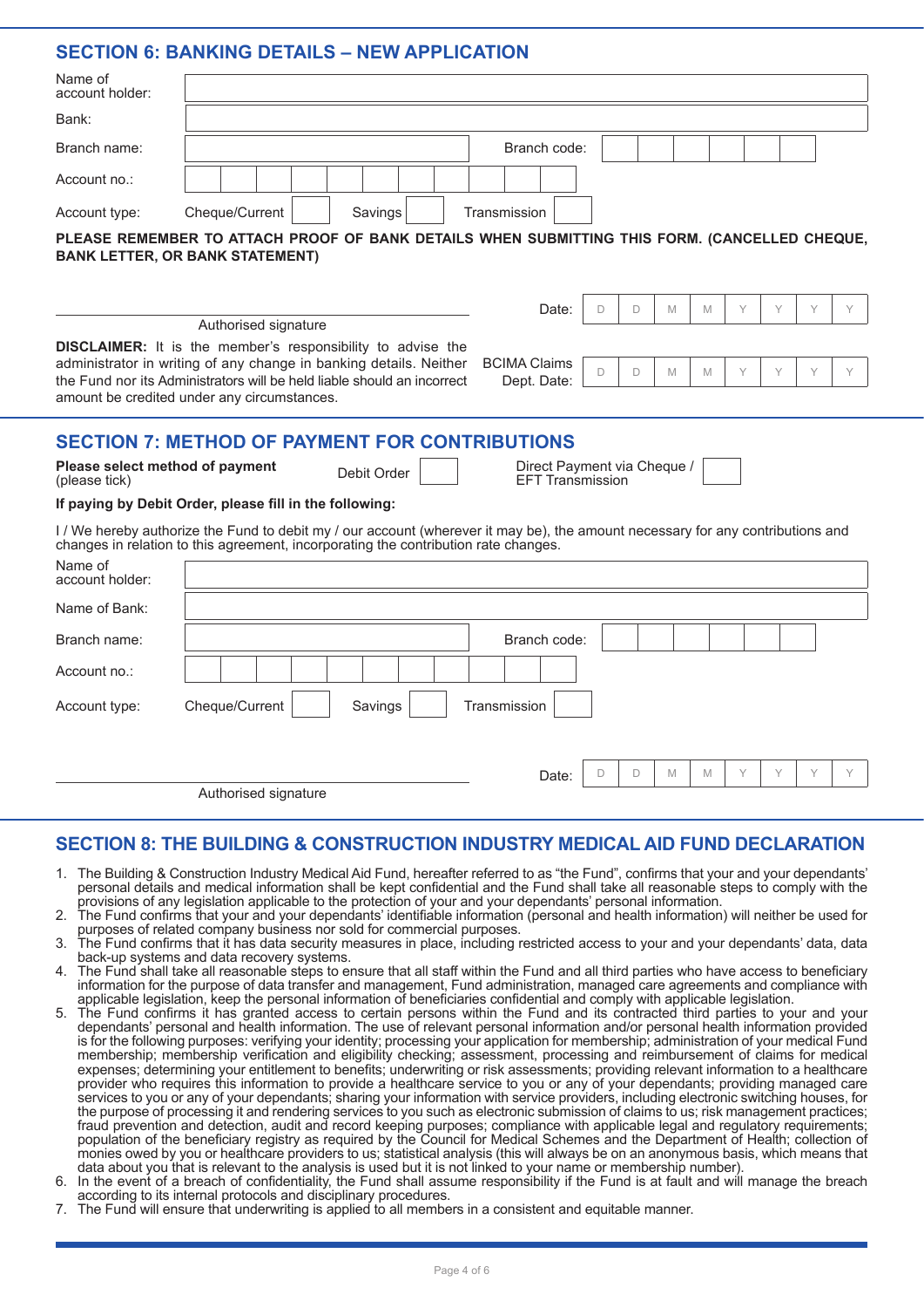## SECTION 6: BANKING DETAILS – NEW APPLICATION

| | |
|---|---|
| Name of account holder: | |
| Bank: | |
| Branch name: | Branch code: |
| Account no.: | |

Account type: Cheque/Current ☐ Savings ☐ Transmission ☐

**PLEASE REMEMBER TO ATTACH PROOF OF BANK DETAILS WHEN SUBMITTING THIS FORM. (CANCELLED CHEQUE, BANK LETTER, OR BANK STATEMENT)**

\_\_\_\_\_\_\_\_\_\_\_\_\_\_\_\_\_\_\_\_\_\_\_\_\_\_\_\_\_\_\_\_\_\_\_\_\_\_
Authorised signature

Date: D D M M Y Y Y Y

**DISCLAIMER:** It is the member's responsibility to advise the administrator in writing of any change in banking details. Neither the Fund nor its Administrators will be held liable should an incorrect amount be credited under any circumstances.

BCIMA Claims Dept. Date: D D M M Y Y Y Y

## SECTION 7: METHOD OF PAYMENT FOR CONTRIBUTIONS

**Please select method of payment** (please tick) Debit Order ☐ Direct Payment via Cheque / EFT Transmission ☐

**If paying by Debit Order, please fill in the following:**

I / We hereby authorize the Fund to debit my / our account (wherever it may be), the amount necessary for any contributions and changes in relation to this agreement, incorporating the contribution rate changes.

| | |
|---|---|
| Name of account holder: | |
| Name of Bank: | |
| Branch name: | Branch code: |
| Account no.: | |

Account type: Cheque/Current ☐ Savings ☐ Transmission ☐

\_\_\_\_\_\_\_\_\_\_\_\_\_\_\_\_\_\_\_\_\_\_\_\_\_\_\_\_\_\_\_\_\_\_\_\_\_\_
Authorised signature

Date: D D M M Y Y Y Y

## SECTION 8: THE BUILDING & CONSTRUCTION INDUSTRY MEDICAL AID FUND DECLARATION

1. The Building & Construction Industry Medical Aid Fund, hereafter referred to as "the Fund", confirms that your and your dependants' personal details and medical information shall be kept confidential and the Fund shall take all reasonable steps to comply with the provisions of any legislation applicable to the protection of your and your dependants' personal information.
2. The Fund confirms that your and your dependants' identifiable information (personal and health information) will neither be used for purposes of related company business nor sold for commercial purposes.
3. The Fund confirms that it has data security measures in place, including restricted access to your and your dependants' data, data back-up systems and data recovery systems.
4. The Fund shall take all reasonable steps to ensure that all staff within the Fund and all third parties who have access to beneficiary information for the purpose of data transfer and management, Fund administration, managed care agreements and compliance with applicable legislation, keep the personal information of beneficiaries confidential and comply with applicable legislation.
5. The Fund confirms it has granted access to certain persons within the Fund and its contracted third parties to your and your dependants' personal and health information. The use of relevant personal information and/or personal health information provided is for the following purposes: verifying your identity; processing your application for membership; administration of your medical Fund membership; membership verification and eligibility checking; assessment, processing and reimbursement of claims for medical expenses; determining your entitlement to benefits; underwriting or risk assessments; providing relevant information to a healthcare provider who requires this information to provide a healthcare service to you or any of your dependants; providing managed care services to you or any of your dependants; sharing your information with service providers, including electronic switching houses, for the purpose of processing it and rendering services to you such as electronic submission of claims to us; risk management practices; fraud prevention and detection, audit and record keeping purposes; compliance with applicable legal and regulatory requirements; population of the beneficiary registry as required by the Council for Medical Schemes and the Department of Health; collection of monies owed by you or healthcare providers to us; statistical analysis (this will always be on an anonymous basis, which means that data about you that is relevant to the analysis is used but it is not linked to your name or membership number).
6. In the event of a breach of confidentiality, the Fund shall assume responsibility if the Fund is at fault and will manage the breach according to its internal protocols and disciplinary procedures.
7. The Fund will ensure that underwriting is applied to all members in a consistent and equitable manner.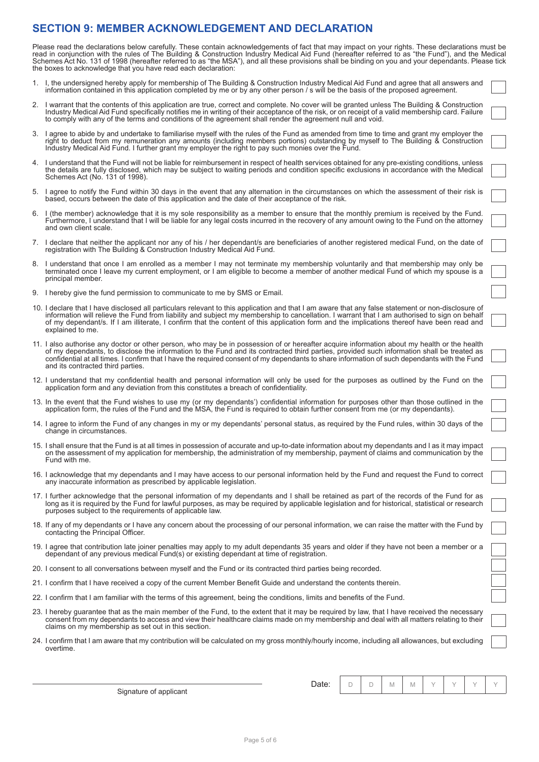## SECTION 9: MEMBER ACKNOWLEDGEMENT AND DECLARATION

Please read the declarations below carefully. These contain acknowledgements of fact that may impact on your rights. These declarations must be read in conjunction with the rules of The Building & Construction Industry Medical Aid Fund (hereafter referred to as "the Fund"), and the Medical Schemes Act No. 131 of 1998 (hereafter referred to as "the MSA"), and all these provisions shall be binding on you and your dependants. Please tick the boxes to acknowledge that you have read each declaration:

1. I, the undersigned hereby apply for membership of The Building & Construction Industry Medical Aid Fund and agree that all answers and information contained in this application completed by me or by any other person / s will be the basis of the proposed agreement. ☐
2. I warrant that the contents of this application are true, correct and complete. No cover will be granted unless The Building & Construction Industry Medical Aid Fund specifically notifies me in writing of their acceptance of the risk, or on receipt of a valid membership card. Failure to comply with any of the terms and conditions of the agreement shall render the agreement null and void. ☐
3. I agree to abide by and undertake to familiarise myself with the rules of the Fund as amended from time to time and grant my employer the right to deduct from my remuneration any amounts (including members portions) outstanding by myself to The Building & Construction Industry Medical Aid Fund. I further grant my employer the right to pay such monies over the Fund. ☐
4. I understand that the Fund will not be liable for reimbursement in respect of health services obtained for any pre-existing conditions, unless the details are fully disclosed, which may be subject to waiting periods and condition specific exclusions in accordance with the Medical Schemes Act (No. 131 of 1998). ☐
5. I agree to notify the Fund within 30 days in the event that any alternation in the circumstances on which the assessment of their risk is based, occurs between the date of this application and the date of their acceptance of the risk. ☐
6. I (the member) acknowledge that it is my sole responsibility as a member to ensure that the monthly premium is received by the Fund. Furthermore, I understand that I will be liable for any legal costs incurred in the recovery of any amount owing to the Fund on the attorney and own client scale. ☐
7. I declare that neither the applicant nor any of his / her dependant/s are beneficiaries of another registered medical Fund, on the date of registration with The Building & Construction Industry Medical Aid Fund. ☐
8. I understand that once I am enrolled as a member I may not terminate my membership voluntarily and that membership may only be terminated once I leave my current employment, or I am eligible to become a member of another medical Fund of which my spouse is a principal member. ☐
9. I hereby give the fund permission to communicate to me by SMS or Email. ☐
10. I declare that I have disclosed all particulars relevant to this application and that I am aware that any false statement or non-disclosure of information will relieve the Fund from liability and subject my membership to cancellation. I warrant that I am authorised to sign on behalf of my dependant/s. If I am illiterate, I confirm that the content of this application form and the implications thereof have been read and explained to me. ☐
11. I also authorise any doctor or other person, who may be in possession of or hereafter acquire information about my health or the health of my dependants, to disclose the information to the Fund and its contracted third parties, provided such information shall be treated as confidential at all times. I confirm that I have the required consent of my dependants to share information of such dependants with the Fund and its contracted third parties. ☐
12. I understand that my confidential health and personal information will only be used for the purposes as outlined by the Fund on the application form and any deviation from this constitutes a breach of confidentiality. ☐
13. In the event that the Fund wishes to use my (or my dependants') confidential information for purposes other than those outlined in the application form, the rules of the Fund and the MSA, the Fund is required to obtain further consent from me (or my dependants). ☐
14. I agree to inform the Fund of any changes in my or my dependants' personal status, as required by the Fund rules, within 30 days of the change in circumstances. ☐
15. I shall ensure that the Fund is at all times in possession of accurate and up-to-date information about my dependants and I as it may impact on the assessment of my application for membership, the administration of my membership, payment of claims and communication by the Fund with me. ☐
16. I acknowledge that my dependants and I may have access to our personal information held by the Fund and request the Fund to correct any inaccurate information as prescribed by applicable legislation. ☐
17. I further acknowledge that the personal information of my dependants and I shall be retained as part of the records of the Fund for as long as it is required by the Fund for lawful purposes, as may be required by applicable legislation and for historical, statistical or research purposes subject to the requirements of applicable law. ☐
18. If any of my dependants or I have any concern about the processing of our personal information, we can raise the matter with the Fund by contacting the Principal Officer. ☐
19. I agree that contribution late joiner penalties may apply to my adult dependants 35 years and older if they have not been a member or a dependant of any previous medical Fund(s) or existing dependant at time of registration. ☐
20. I consent to all conversations between myself and the Fund or its contracted third parties being recorded. ☐
21. I confirm that I have received a copy of the current Member Benefit Guide and understand the contents therein. ☐
22. I confirm that I am familiar with the terms of this agreement, being the conditions, limits and benefits of the Fund. ☐
23. I hereby guarantee that as the main member of the Fund, to the extent that it may be required by law, that I have received the necessary consent from my dependants to access and view their healthcare claims made on my membership and deal with all matters relating to their claims on my membership as set out in this section. ☐
24. I confirm that I am aware that my contribution will be calculated on my gross monthly/hourly income, including all allowances, but excluding overtime. ☐

\_\_\_\_\_\_\_\_\_\_\_\_\_\_\_\_\_\_\_\_\_\_\_\_\_\_\_\_\_\_
Signature of applicant

Date: | D | D | M | M | Y | Y | Y | Y |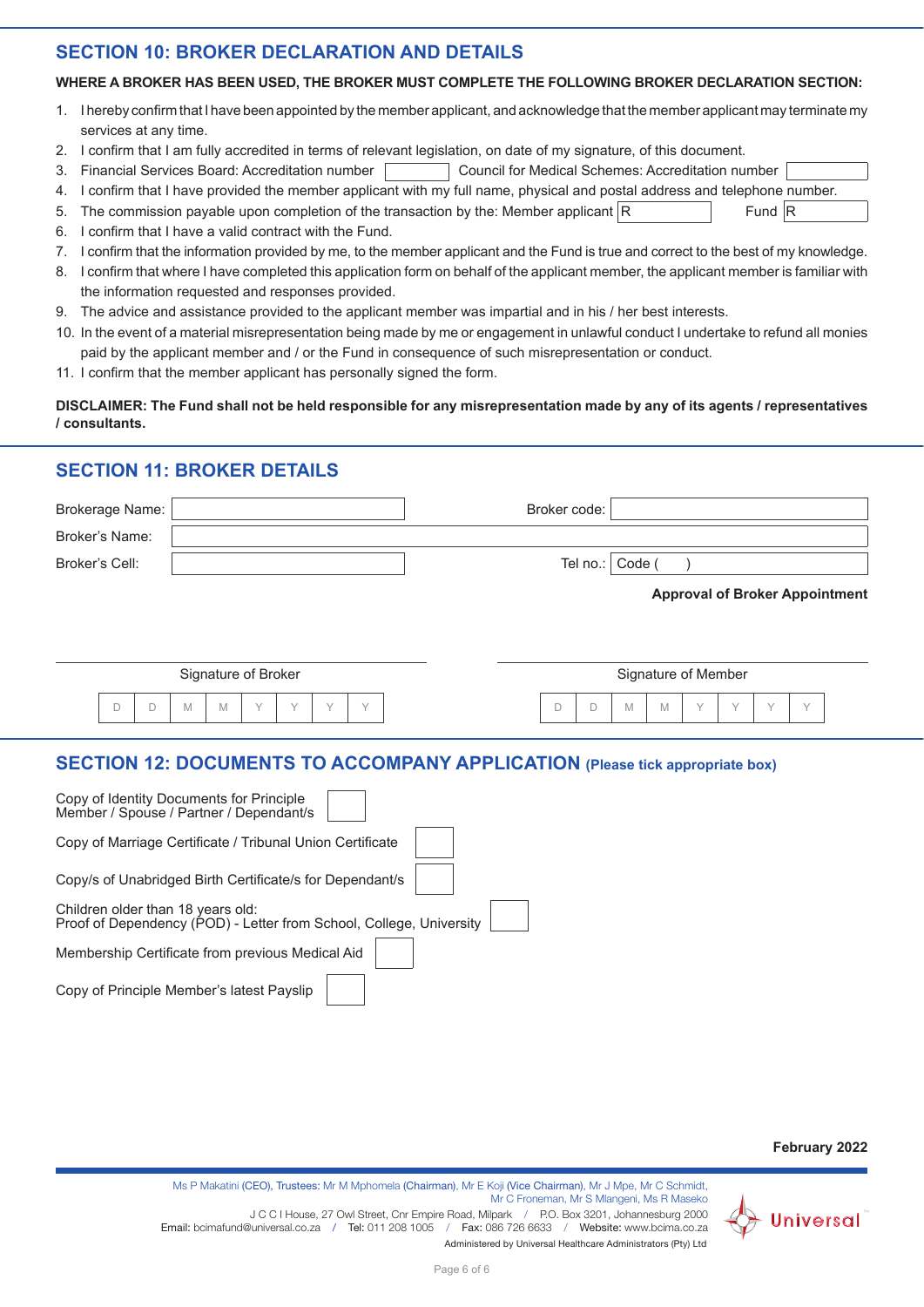## SECTION 10: BROKER DECLARATION AND DETAILS

**WHERE A BROKER HAS BEEN USED, THE BROKER MUST COMPLETE THE FOLLOWING BROKER DECLARATION SECTION:**

1. I hereby confirm that I have been appointed by the member applicant, and acknowledge that the member applicant may terminate my services at any time.
2. I confirm that I am fully accredited in terms of relevant legislation, on date of my signature, of this document.
3. Financial Services Board: Accreditation number ______ Council for Medical Schemes: Accreditation number ______
4. I confirm that I have provided the member applicant with my full name, physical and postal address and telephone number.
5. The commission payable upon completion of the transaction by the: Member applicant R ______ Fund R ______
6. I confirm that I have a valid contract with the Fund.
7. I confirm that the information provided by me, to the member applicant and the Fund is true and correct to the best of my knowledge.
8. I confirm that where I have completed this application form on behalf of the applicant member, the applicant member is familiar with the information requested and responses provided.
9. The advice and assistance provided to the applicant member was impartial and in his / her best interests.
10. In the event of a material misrepresentation being made by me or engagement in unlawful conduct I undertake to refund all monies paid by the applicant member and / or the Fund in consequence of such misrepresentation or conduct.
11. I confirm that the member applicant has personally signed the form.

**DISCLAIMER: The Fund shall not be held responsible for any misrepresentation made by any of its agents / representatives / consultants.**

## SECTION 11: BROKER DETAILS

Brokerage Name: ______ Broker code: ______

Broker's Name: ______

Broker's Cell: ______ Tel no.: Code (    ) ______

**Approval of Broker Appointment**

Signature of Broker ______ D D M M Y Y Y Y

Signature of Member ______ D D M M Y Y Y Y

## SECTION 12: DOCUMENTS TO ACCOMPANY APPLICATION (Please tick appropriate box)

- Copy of Identity Documents for Principle Member / Spouse / Partner / Dependant/s ☐
- Copy of Marriage Certificate / Tribunal Union Certificate ☐
- Copy/s of Unabridged Birth Certificate/s for Dependant/s ☐
- Children older than 18 years old: Proof of Dependency (POD) - Letter from School, College, University ☐
- Membership Certificate from previous Medical Aid ☐
- Copy of Principle Member's latest Payslip ☐

**February 2022**

Ms P Makatini (CEO), Trustees: Mr M Mphomela (Chairman), Mr E Koji (Vice Chairman), Mr J Mpe, Mr C Schmidt, Mr C Froneman, Mr S Mlangeni, Ms R Maseko

J C C I House, 27 Owl Street, Cnr Empire Road, Milpark / P.O. Box 3201, Johannesburg 2000

Email: bcimafund@universal.co.za / Tel: 011 208 1005 / Fax: 086 726 6633 / Website: www.bcima.co.za

Administered by Universal Healthcare Administrators (Pty) Ltd